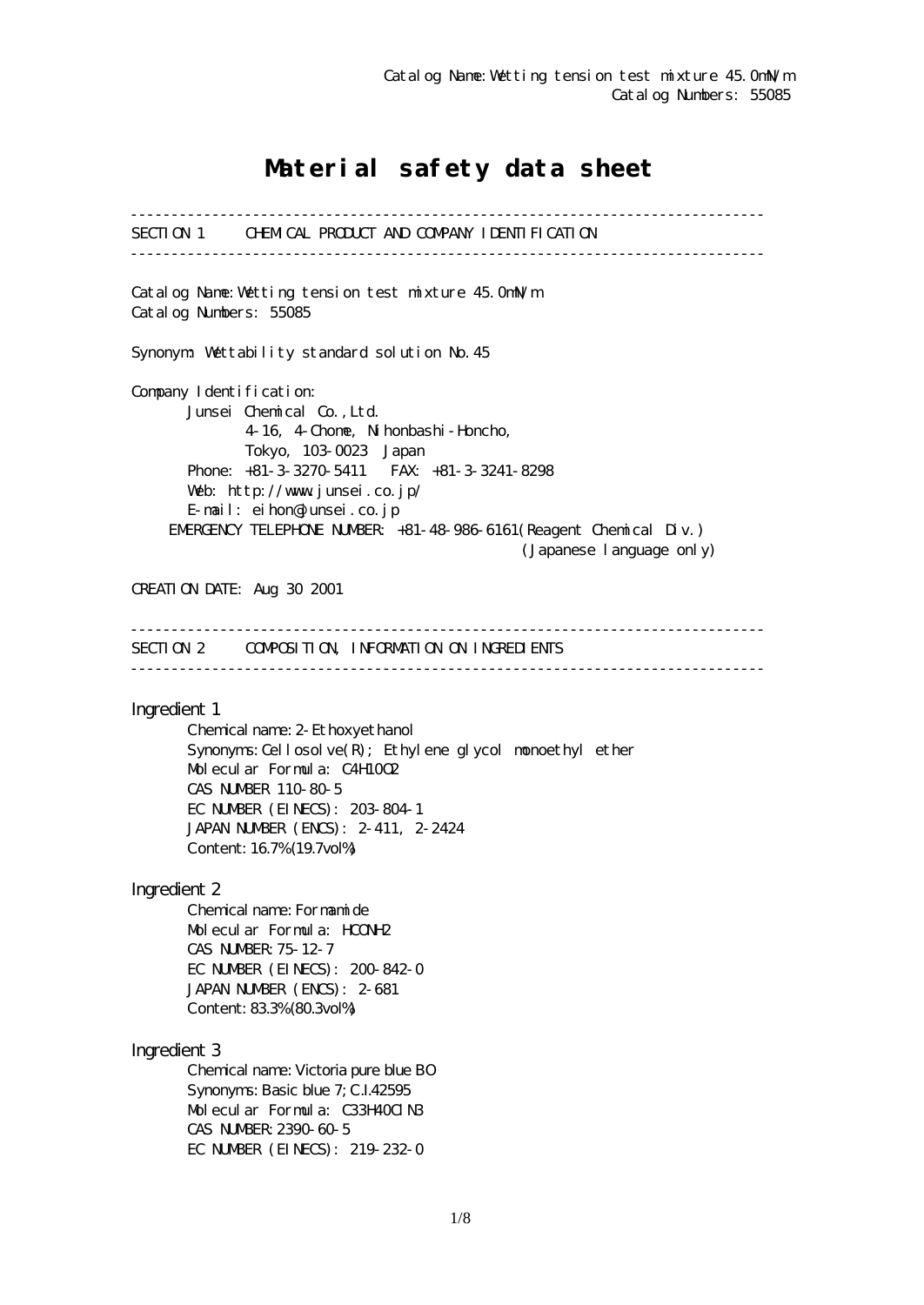Catalog Name: Wetting tension test mixture 45.0mN/m
Catalog Numbers: 55085

# Material safety data sheet

---

## SECTION 1 CHEMICAL PRODUCT AND COMPANY IDENTIFICATION

---

Catalog Name: Wetting tension test mixture 45.0mN/m
Catalog Numbers: 55085

Synonym: Wettability standard solution No.45

Company Identification:

Junsei Chemical Co.,Ltd.
4-16, 4-Chome, Nihonbashi-Honcho,
Tokyo, 103-0023 Japan
Phone: +81-3-3270-5411 FAX: +81-3-3241-8298
Web: http://www.junsei.co.jp/
E-mail: eihon@junsei.co.jp
EMERGENCY TELEPHONE NUMBER: +81-48-986-6161(Reagent Chemical Div.)
(Japanese language only)

CREATION DATE: Aug 30 2001

---

## SECTION 2 COMPOSITION, INFORMATION ON INGREDIENTS

---

### Ingredient 1

Chemical name: 2-Ethoxyethanol
Synonyms: Cellosolve(R); Ethylene glycol monoethyl ether
Molecular Formula: $C_4H_{10}O_2$
CAS NUMBER 110-80-5
EC NUMBER (EINECS): 203-804-1
JAPAN NUMBER (ENCS): 2-411, 2-2424
Content: 16.7%(19.7vol%)

### Ingredient 2

Chemical name: Formamide
Molecular Formula: $HCONH_2$
CAS NUMBER: 75-12-7
EC NUMBER (EINECS): 200-842-0
JAPAN NUMBER (ENCS): 2-681
Content: 83.3%(80.3vol%)

### Ingredient 3

Chemical name: Victoria pure blue BO
Synonyms: Basic blue 7; C.I.42595
Molecular Formula: $C_{33}H_{40}ClN_3$
CAS NUMBER: 2390-60-5
EC NUMBER (EINECS): 219-232-0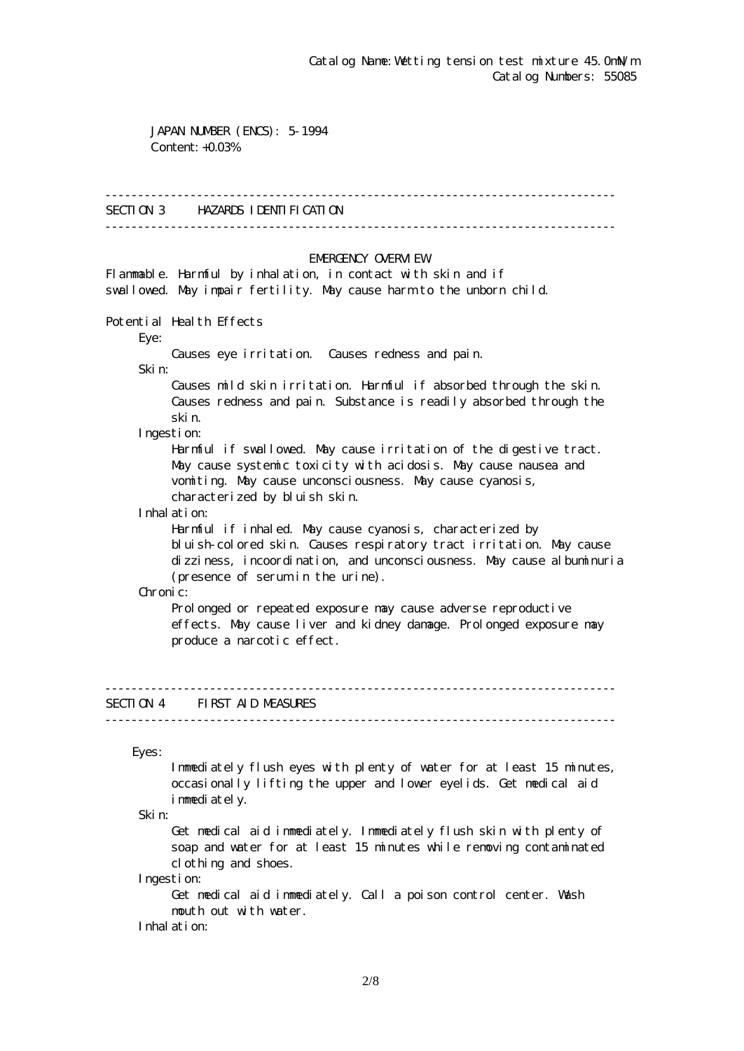Catalog Name: Wetting tension test mixture 45.0mN/m
Catalog Numbers: 55085

JAPAN NUMBER (ENCS): 5-1994
Content: +0.03%

---

## SECTION 3 HAZARDS IDENTIFICATION

---

### EMERGENCY OVERVIEW

Flammable. Harmful by inhalation, in contact with skin and if swallowed. May impair fertility. May cause harm to the unborn child.

Potential Health Effects

Eye:
Causes eye irritation. Causes redness and pain.

Skin:
Causes mild skin irritation. Harmful if absorbed through the skin. Causes redness and pain. Substance is readily absorbed through the skin.

Ingestion:
Harmful if swallowed. May cause irritation of the digestive tract. May cause systemic toxicity with acidosis. May cause nausea and vomiting. May cause unconsciousness. May cause cyanosis, characterized by bluish skin.

Inhalation:
Harmful if inhaled. May cause cyanosis, characterized by bluish-colored skin. Causes respiratory tract irritation. May cause dizziness, incoordination, and unconsciousness. May cause albuminuria (presence of serum in the urine).

Chronic:
Prolonged or repeated exposure may cause adverse reproductive effects. May cause liver and kidney damage. Prolonged exposure may produce a narcotic effect.

---

## SECTION 4 FIRST AID MEASURES

---

Eyes:
Immediately flush eyes with plenty of water for at least 15 minutes, occasionally lifting the upper and lower eyelids. Get medical aid immediately.

Skin:
Get medical aid immediately. Immediately flush skin with plenty of soap and water for at least 15 minutes while removing contaminated clothing and shoes.

Ingestion:
Get medical aid immediately. Call a poison control center. Wash mouth out with water.

Inhalation: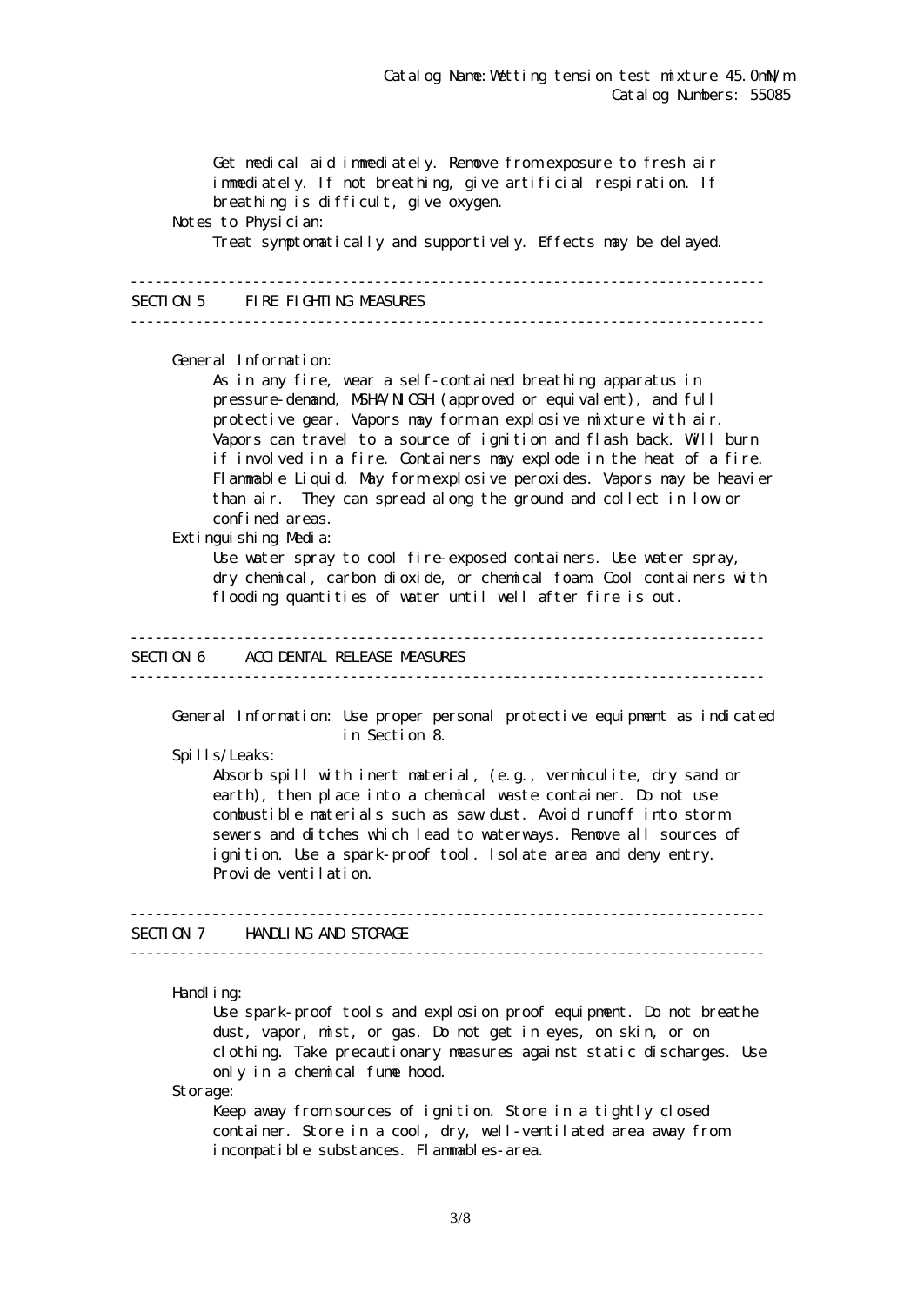Get medical aid immediately. Remove from exposure to fresh air immediately. If not breathing, give artificial respiration. If breathing is difficult, give oxygen.

**Notes to Physician:**

Treat symptomatically and supportively. Effects may be delayed.

## SECTION 5 FIRE FIGHTING MEASURES

**General Information:**

As in any fire, wear a self-contained breathing apparatus in pressure-demand, MSHA/NIOSH (approved or equivalent), and full protective gear. Vapors may form an explosive mixture with air. Vapors can travel to a source of ignition and flash back. Will burn if involved in a fire. Containers may explode in the heat of a fire. Flammable Liquid. May form explosive peroxides. Vapors may be heavier than air. They can spread along the ground and collect in low or confined areas.

**Extinguishing Media:**

Use water spray to cool fire-exposed containers. Use water spray, dry chemical, carbon dioxide, or chemical foam. Cool containers with flooding quantities of water until well after fire is out.

## SECTION 6 ACCIDENTAL RELEASE MEASURES

**General Information:** Use proper personal protective equipment as indicated in Section 8.

**Spills/Leaks:**

Absorb spill with inert material, (e.g., vermiculite, dry sand or earth), then place into a chemical waste container. Do not use combustible materials such as saw dust. Avoid runoff into storm sewers and ditches which lead to waterways. Remove all sources of ignition. Use a spark-proof tool. Isolate area and deny entry. Provide ventilation.

## SECTION 7 HANDLING AND STORAGE

**Handling:**

Use spark-proof tools and explosion proof equipment. Do not breathe dust, vapor, mist, or gas. Do not get in eyes, on skin, or on clothing. Take precautionary measures against static discharges. Use only in a chemical fume hood.

**Storage:**

Keep away from sources of ignition. Store in a tightly closed container. Store in a cool, dry, well-ventilated area away from incompatible substances. Flammables-area.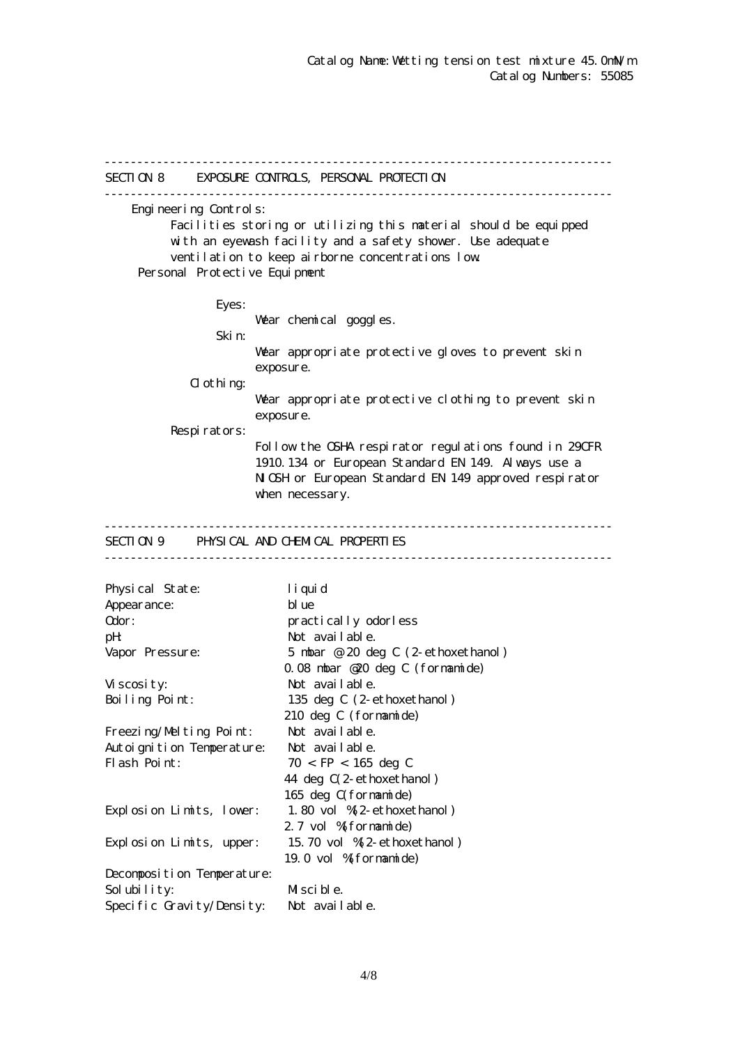Catalog Name: Wetting tension test mixture 45.0mN/m
Catalog Numbers: 55085

## SECTION 8 EXPOSURE CONTROLS, PERSONAL PROTECTION

**Engineering Controls:**

Facilities storing or utilizing this material should be equipped with an eyewash facility and a safety shower. Use adequate ventilation to keep airborne concentrations low.

**Personal Protective Equipment**

**Eyes:**
Wear chemical goggles.

**Skin:**
Wear appropriate protective gloves to prevent skin exposure.

**Clothing:**
Wear appropriate protective clothing to prevent skin exposure.

**Respirators:**
Follow the OSHA respirator regulations found in 29CFR 1910.134 or European Standard EN 149. Always use a NIOSH or European Standard EN 149 approved respirator when necessary.

## SECTION 9 PHYSICAL AND CHEMICAL PROPERTIES

| Property | Value |
|---|---|
| Physical State: | liquid |
| Appearance: | blue |
| Odor: | practically odorless |
| pH: | Not available. |
| Vapor Pressure: | 5 mbar @ 20 deg C (2-ethoxethanol)<br>0.08 mbar @20 deg C (formamide) |
| Viscosity: | Not available. |
| Boiling Point: | 135 deg C (2-ethoxethanol)<br>210 deg C (formamide) |
| Freezing/Melting Point: | Not available. |
| Autoignition Temperature: | Not available. |
| Flash Point: | 70 < FP < 165 deg C<br>44 deg C(2-ethoxethanol)<br>165 deg C(formamide) |
| Explosion Limits, lower: | 1.80 vol %(2-ethoxethanol)<br>2.7 vol %(formamide) |
| Explosion Limits, upper: | 15.70 vol %(2-ethoxethanol)<br>19.0 vol %(formamide) |
| Decomposition Temperature: | |
| Solubility: | Miscible. |
| Specific Gravity/Density: | Not available. |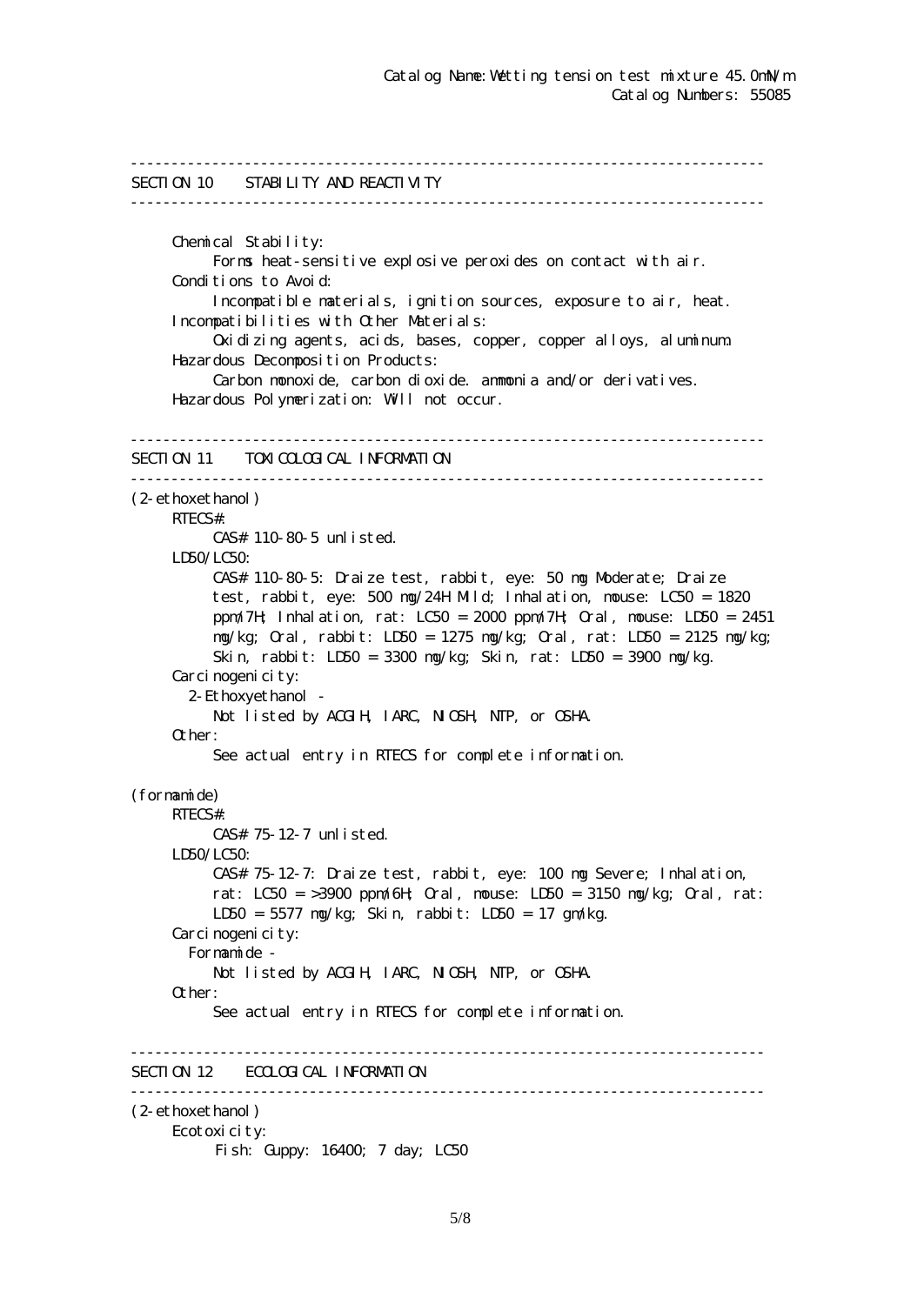## SECTION 10 STABILITY AND REACTIVITY

Chemical Stability:
Forms heat-sensitive explosive peroxides on contact with air.
Conditions to Avoid:
Incompatible materials, ignition sources, exposure to air, heat.
Incompatibilities with Other Materials:
Oxidizing agents, acids, bases, copper, copper alloys, aluminum.
Hazardous Decomposition Products:
Carbon monoxide, carbon dioxide. ammonia and/or derivatives.
Hazardous Polymerization: Will not occur.

## SECTION 11 TOXICOLOGICAL INFORMATION

(2-ethoxethanol)
RTECS#:
CAS# 110-80-5 unlisted.
LD50/LC50:
CAS# 110-80-5: Draize test, rabbit, eye: 50 mg Moderate; Draize test, rabbit, eye: 500 mg/24H Mild; Inhalation, mouse: LC50 = 1820 ppm/7H; Inhalation, rat: LC50 = 2000 ppm/7H; Oral, mouse: LD50 = 2451 mg/kg; Oral, rabbit: LD50 = 1275 mg/kg; Oral, rat: LD50 = 2125 mg/kg; Skin, rabbit: LD50 = 3300 mg/kg; Skin, rat: LD50 = 3900 mg/kg.
Carcinogenicity:
2-Ethoxyethanol -
Not listed by ACGIH, IARC, NIOSH, NTP, or OSHA.
Other:
See actual entry in RTECS for complete information.

(formamide)
RTECS#:
CAS# 75-12-7 unlisted.
LD50/LC50:
CAS# 75-12-7: Draize test, rabbit, eye: 100 mg Severe; Inhalation, rat: LC50 = >3900 ppm/6H; Oral, mouse: LD50 = 3150 mg/kg; Oral, rat: LD50 = 5577 mg/kg; Skin, rabbit: LD50 = 17 gm/kg.
Carcinogenicity:
Formamide -
Not listed by ACGIH, IARC, NIOSH, NTP, or OSHA.
Other:
See actual entry in RTECS for complete information.

## SECTION 12 ECOLOGICAL INFORMATION

(2-ethoxethanol)
Ecotoxicity:
Fish: Guppy: 16400; 7 day; LC50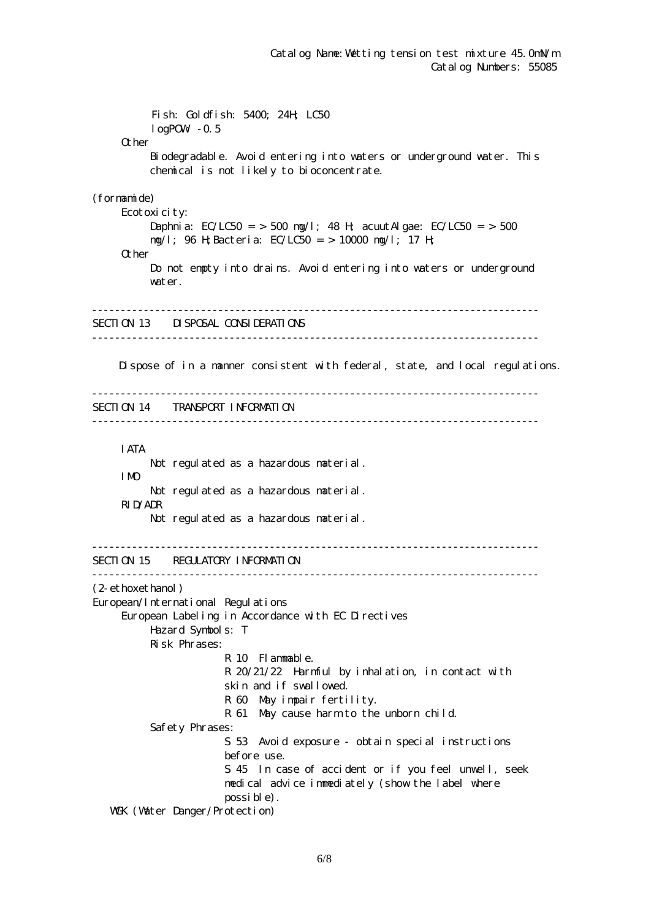Fish: Goldfish: 5400; 24H; LC50
logPOW: -0.5

Other

Biodegradable. Avoid entering into waters or underground water. This chemical is not likely to bioconcentrate.

(formamide)

Ecotoxicity:

Daphnia: EC/LC50 = > 500 mg/l; 48 H; acuutAlgae: EC/LC50 = > 500 mg/l; 96 H;Bacteria: EC/LC50 = > 10000 mg/l; 17 H;

Other

Do not empty into drains. Avoid entering into waters or underground water.

## SECTION 13 DISPOSAL CONSIDERATIONS

Dispose of in a manner consistent with federal, state, and local regulations.

## SECTION 14 TRANSPORT INFORMATION

IATA

Not regulated as a hazardous material.

IMO

Not regulated as a hazardous material.

RID/ADR

Not regulated as a hazardous material.

## SECTION 15 REGULATORY INFORMATION

(2-ethoxethanol)

European/International Regulations

European Labeling in Accordance with EC Directives

Hazard Symbols: T

Risk Phrases:

R 10 Flammable.

R 20/21/22 Harmful by inhalation, in contact with skin and if swallowed.

R 60 May impair fertility.

R 61 May cause harm to the unborn child.

Safety Phrases:

S 53 Avoid exposure - obtain special instructions before use.

S 45 In case of accident or if you feel unwell, seek medical advice immediately (show the label where possible).

WGK (Water Danger/Protection)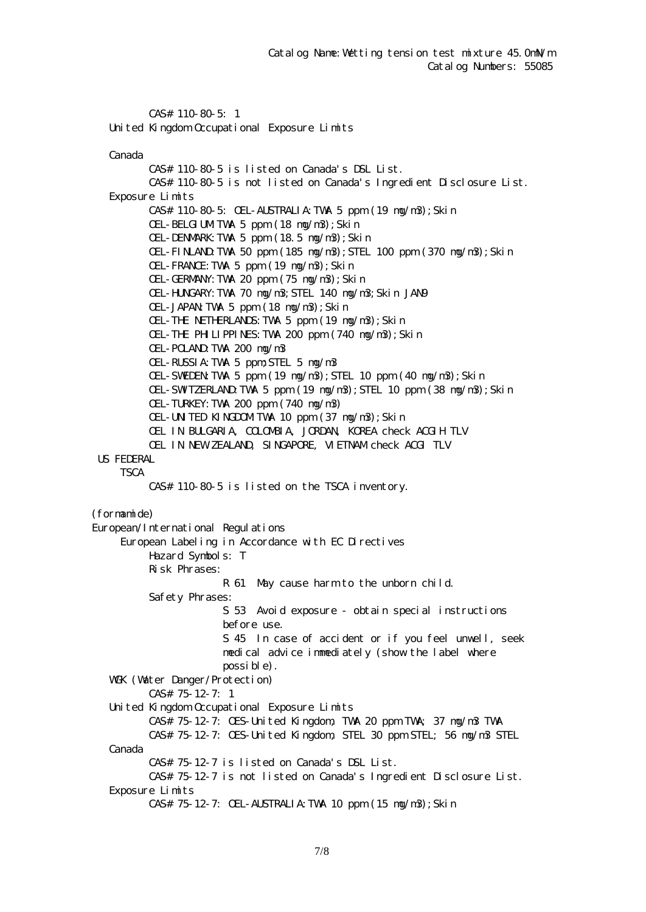CAS# 110-80-5: 1

United Kingdom Occupational Exposure Limits

Canada

CAS# 110-80-5 is listed on Canada's DSL List.

CAS# 110-80-5 is not listed on Canada's Ingredient Disclosure List.

Exposure Limits

CAS# 110-80-5: OEL-AUSTRALIA:TWA 5 ppm (19 mg/m3);Skin
OEL-BELGIUM:TWA 5 ppm (18 mg/m3);Skin
OEL-DENMARK:TWA 5 ppm (18.5 mg/m3);Skin
OEL-FINLAND:TWA 50 ppm (185 mg/m3);STEL 100 ppm (370 mg/m3);Skin
OEL-FRANCE:TWA 5 ppm (19 mg/m3);Skin
OEL-GERMANY:TWA 20 ppm (75 mg/m3);Skin
OEL-HUNGARY:TWA 70 mg/m3;STEL 140 mg/m3;Skin JAN9
OEL-JAPAN:TWA 5 ppm (18 mg/m3);Skin
OEL-THE NETHERLANDS:TWA 5 ppm (19 mg/m3);Skin
OEL-THE PHILIPPINES:TWA 200 ppm (740 mg/m3);Skin
OEL-POLAND:TWA 200 mg/m3
OEL-RUSSIA:TWA 5 ppm;STEL 5 mg/m3
OEL-SWEDEN:TWA 5 ppm (19 mg/m3);STEL 10 ppm (40 mg/m3);Skin
OEL-SWITZERLAND:TWA 5 ppm (19 mg/m3);STEL 10 ppm (38 mg/m3);Skin
OEL-TURKEY:TWA 200 ppm (740 mg/m3)
OEL-UNITED KINGDOM:TWA 10 ppm (37 mg/m3);Skin
OEL IN BULGARIA, COLOMBIA, JORDAN, KOREA check ACGIH TLV
OEL IN NEW ZEALAND, SINGAPORE, VIETNAM check ACGI TLV

US FEDERAL

TSCA

CAS# 110-80-5 is listed on the TSCA inventory.

(formamide)

European/International Regulations

European Labeling in Accordance with EC Directives

Hazard Symbols: T

Risk Phrases:

R 61 May cause harm to the unborn child.

Safety Phrases:

S 53 Avoid exposure - obtain special instructions before use.

S 45 In case of accident or if you feel unwell, seek medical advice immediately (show the label where possible).

WGK (Water Danger/Protection)

CAS# 75-12-7: 1

United Kingdom Occupational Exposure Limits

CAS# 75-12-7: OES-United Kingdom, TWA 20 ppm TWA; 37 mg/m3 TWA
CAS# 75-12-7: OES-United Kingdom, STEL 30 ppm STEL; 56 mg/m3 STEL

Canada

CAS# 75-12-7 is listed on Canada's DSL List.

CAS# 75-12-7 is not listed on Canada's Ingredient Disclosure List.

Exposure Limits

CAS# 75-12-7: OEL-AUSTRALIA:TWA 10 ppm (15 mg/m3);Skin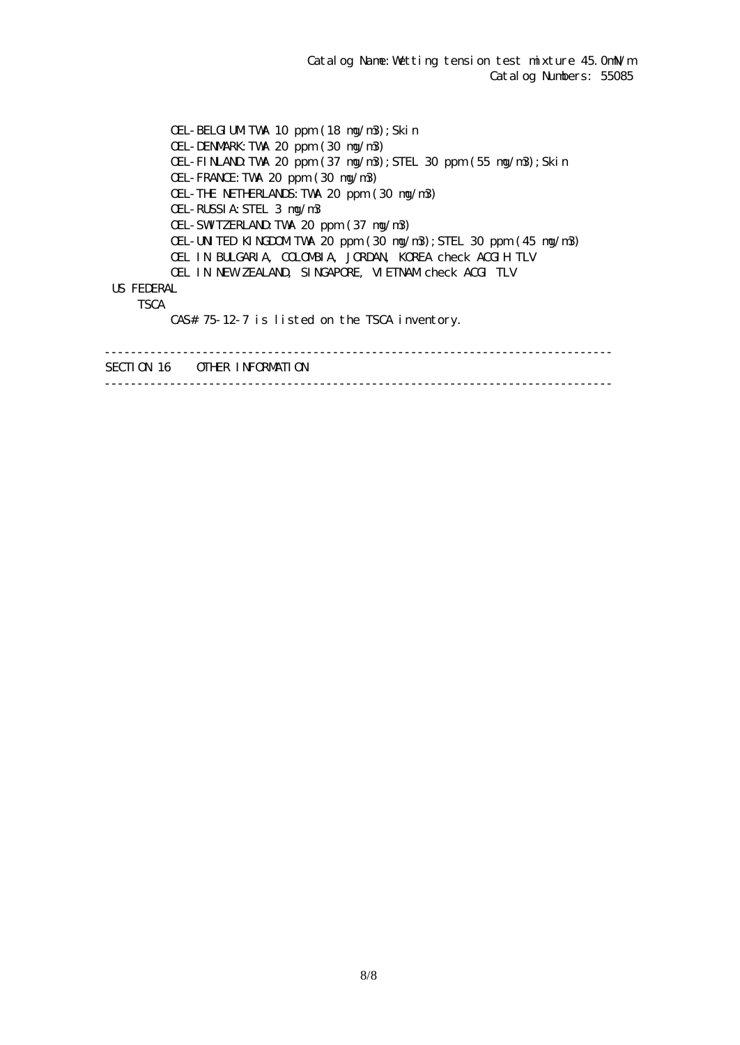OEL-BELGIUM:TWA 10 ppm (18 mg/m3);Skin
OEL-DENMARK:TWA 20 ppm (30 mg/m3)
OEL-FINLAND:TWA 20 ppm (37 mg/m3);STEL 30 ppm (55 mg/m3);Skin
OEL-FRANCE:TWA 20 ppm (30 mg/m3)
OEL-THE NETHERLANDS:TWA 20 ppm (30 mg/m3)
OEL-RUSSIA:STEL 3 mg/m3
OEL-SWITZERLAND:TWA 20 ppm (37 mg/m3)
OEL-UNITED KINGDOM:TWA 20 ppm (30 mg/m3);STEL 30 ppm (45 mg/m3)
OEL IN BULGARIA, COLOMBIA, JORDAN, KOREA check ACGIH TLV
OEL IN NEW ZEALAND, SINGAPORE, VIETNAM check ACGI TLV

US FEDERAL

TSCA

CAS# 75-12-7 is listed on the TSCA inventory.

---

## SECTION 16 OTHER INFORMATION

---